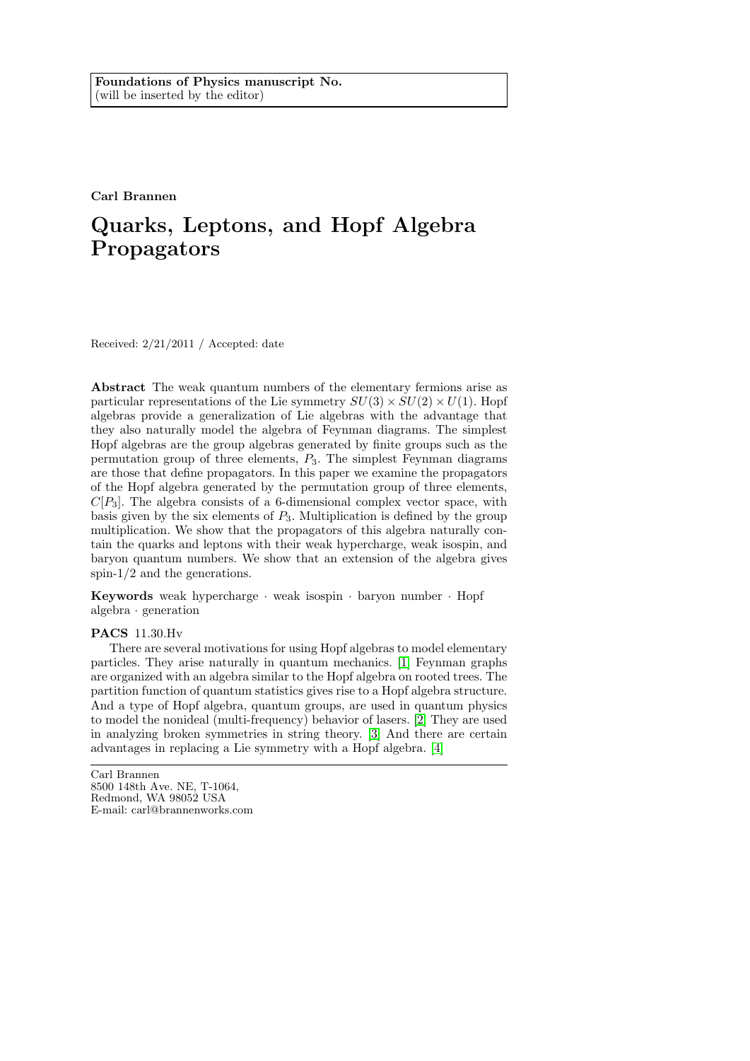**Foundations of Physics manuscript No.**
(will be inserted by the editor)

**Carl Brannen**

# Quarks, Leptons, and Hopf Algebra Propagators

Received: 2/21/2011 / Accepted: date

**Abstract** The weak quantum numbers of the elementary fermions arise as particular representations of the Lie symmetry $SU(3) \times SU(2) \times U(1)$. Hopf algebras provide a generalization of Lie algebras with the advantage that they also naturally model the algebra of Feynman diagrams. The simplest Hopf algebras are the group algebras generated by finite groups such as the permutation group of three elements, $P_3$. The simplest Feynman diagrams are those that define propagators. In this paper we examine the propagators of the Hopf algebra generated by the permutation group of three elements, $C[P_3]$. The algebra consists of a 6-dimensional complex vector space, with basis given by the six elements of $P_3$. Multiplication is defined by the group multiplication. We show that the propagators of this algebra naturally contain the quarks and leptons with their weak hypercharge, weak isospin, and baryon quantum numbers. We show that an extension of the algebra gives spin-1/2 and the generations.

**Keywords** weak hypercharge · weak isospin · baryon number · Hopf algebra · generation

**PACS** 11.30.Hv

There are several motivations for using Hopf algebras to model elementary particles. They arise naturally in quantum mechanics. [1] Feynman graphs are organized with an algebra similar to the Hopf algebra on rooted trees. The partition function of quantum statistics gives rise to a Hopf algebra structure. And a type of Hopf algebra, quantum groups, are used in quantum physics to model the nonideal (multi-frequency) behavior of lasers. [2] They are used in analyzing broken symmetries in string theory. [3] And there are certain advantages in replacing a Lie symmetry with a Hopf algebra. [4]

---

Carl Brannen
8500 148th Ave. NE, T-1064,
Redmond, WA 98052 USA
E-mail: carl@brannenworks.com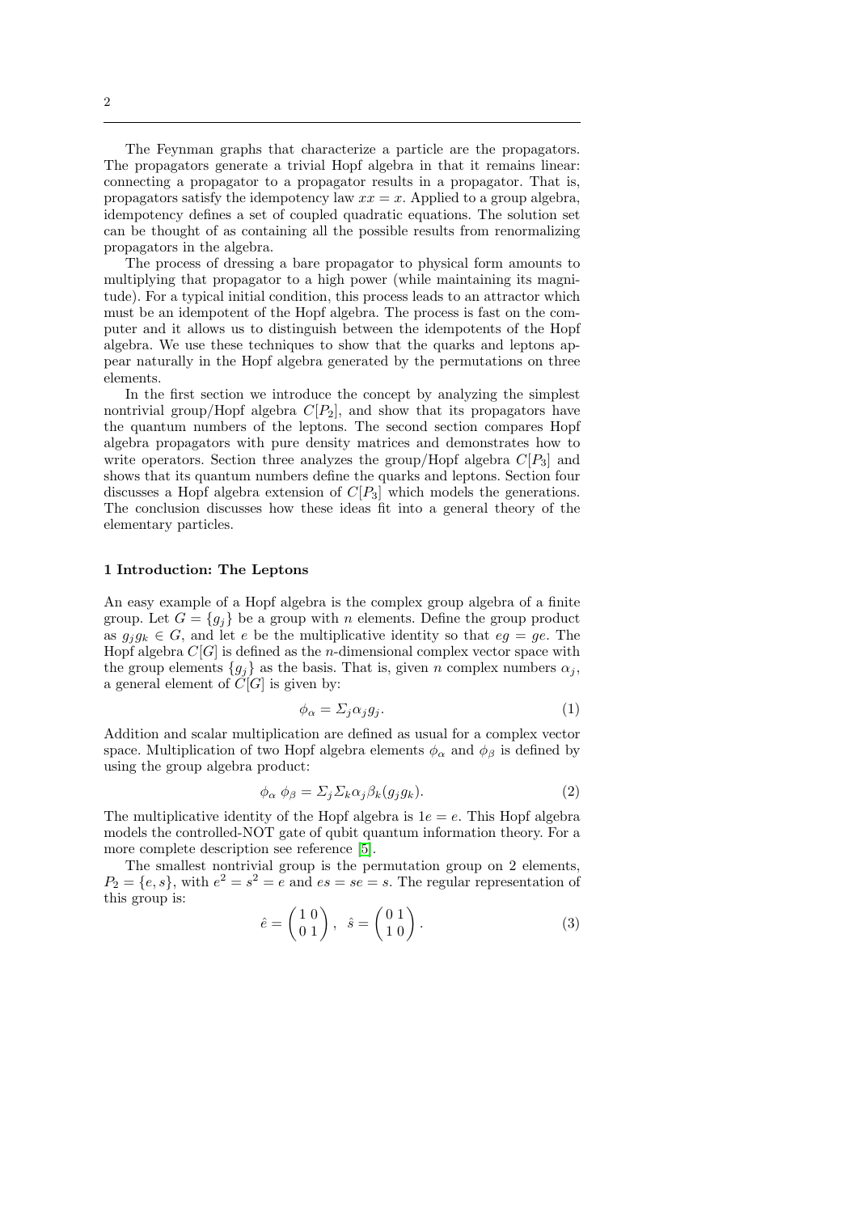The Feynman graphs that characterize a particle are the propagators. The propagators generate a trivial Hopf algebra in that it remains linear: connecting a propagator to a propagator results in a propagator. That is, propagators satisfy the idempotency law $xx = x$. Applied to a group algebra, idempotency defines a set of coupled quadratic equations. The solution set can be thought of as containing all the possible results from renormalizing propagators in the algebra.

The process of dressing a bare propagator to physical form amounts to multiplying that propagator to a high power (while maintaining its magnitude). For a typical initial condition, this process leads to an attractor which must be an idempotent of the Hopf algebra. The process is fast on the computer and it allows us to distinguish between the idempotents of the Hopf algebra. We use these techniques to show that the quarks and leptons appear naturally in the Hopf algebra generated by the permutations on three elements.

In the first section we introduce the concept by analyzing the simplest nontrivial group/Hopf algebra $C[P_2]$, and show that its propagators have the quantum numbers of the leptons. The second section compares Hopf algebra propagators with pure density matrices and demonstrates how to write operators. Section three analyzes the group/Hopf algebra $C[P_3]$ and shows that its quantum numbers define the quarks and leptons. Section four discusses a Hopf algebra extension of $C[P_3]$ which models the generations. The conclusion discusses how these ideas fit into a general theory of the elementary particles.

## 1 Introduction: The Leptons

An easy example of a Hopf algebra is the complex group algebra of a finite group. Let $G = \{g_j\}$ be a group with $n$ elements. Define the group product as $g_j g_k \in G$, and let $e$ be the multiplicative identity so that $eg = ge$. The Hopf algebra $C[G]$ is defined as the $n$-dimensional complex vector space with the group elements $\{g_j\}$ as the basis. That is, given $n$ complex numbers $\alpha_j$, a general element of $C[G]$ is given by:

$$\phi_\alpha = \Sigma_j \alpha_j g_j. \tag{1}$$

Addition and scalar multiplication are defined as usual for a complex vector space. Multiplication of two Hopf algebra elements $\phi_\alpha$ and $\phi_\beta$ is defined by using the group algebra product:

$$\phi_\alpha \; \phi_\beta = \Sigma_j \Sigma_k \alpha_j \beta_k (g_j g_k). \tag{2}$$

The multiplicative identity of the Hopf algebra is $1e = e$. This Hopf algebra models the controlled-NOT gate of qubit quantum information theory. For a more complete description see reference [5].

The smallest nontrivial group is the permutation group on 2 elements, $P_2 = \{e, s\}$, with $e^2 = s^2 = e$ and $es = se = s$. The regular representation of this group is:

$$\hat{e} = \begin{pmatrix} 1 & 0 \\ 0 & 1 \end{pmatrix}, \;\; \hat{s} = \begin{pmatrix} 0 & 1 \\ 1 & 0 \end{pmatrix}. \tag{3}$$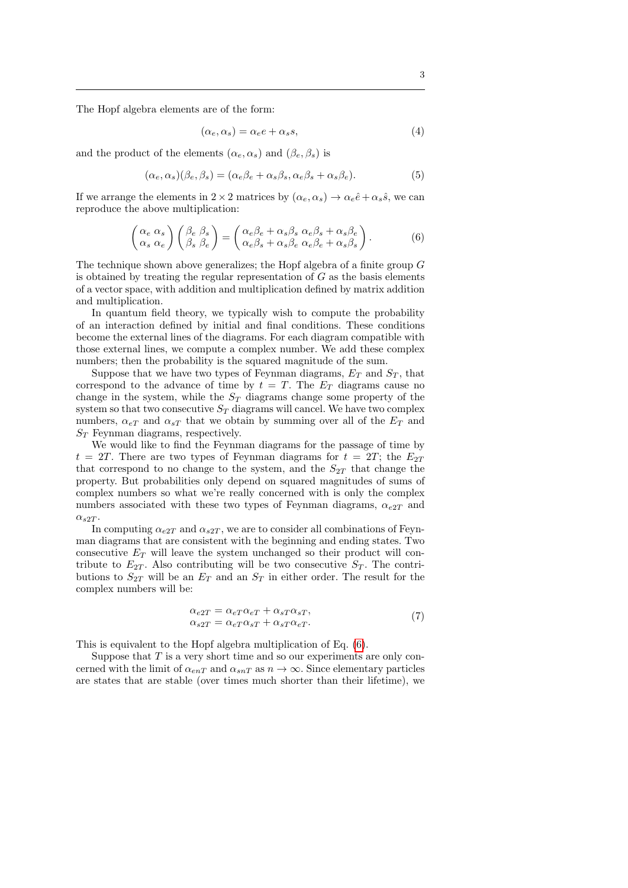The Hopf algebra elements are of the form:

$$(\alpha_e, \alpha_s) = \alpha_e e + \alpha_s s, \tag{4}$$

and the product of the elements $(\alpha_e, \alpha_s)$ and $(\beta_e, \beta_s)$ is

$$(\alpha_e, \alpha_s)(\beta_e, \beta_s) = (\alpha_e\beta_e + \alpha_s\beta_s, \alpha_e\beta_s + \alpha_s\beta_e). \tag{5}$$

If we arrange the elements in $2 \times 2$ matrices by $(\alpha_e, \alpha_s) \to \alpha_e\hat{e} + \alpha_s\hat{s}$, we can reproduce the above multiplication:

$$\begin{pmatrix} \alpha_e & \alpha_s \\ \alpha_s & \alpha_e \end{pmatrix} \begin{pmatrix} \beta_e & \beta_s \\ \beta_s & \beta_e \end{pmatrix} = \begin{pmatrix} \alpha_e\beta_e + \alpha_s\beta_s & \alpha_e\beta_s + \alpha_s\beta_e \\ \alpha_e\beta_s + \alpha_s\beta_e & \alpha_e\beta_e + \alpha_s\beta_s \end{pmatrix}. \tag{6}$$

The technique shown above generalizes; the Hopf algebra of a finite group $G$ is obtained by treating the regular representation of $G$ as the basis elements of a vector space, with addition and multiplication defined by matrix addition and multiplication.

In quantum field theory, we typically wish to compute the probability of an interaction defined by initial and final conditions. These conditions become the external lines of the diagrams. For each diagram compatible with those external lines, we compute a complex number. We add these complex numbers; then the probability is the squared magnitude of the sum.

Suppose that we have two types of Feynman diagrams, $E_T$ and $S_T$, that correspond to the advance of time by $t = T$. The $E_T$ diagrams cause no change in the system, while the $S_T$ diagrams change some property of the system so that two consecutive $S_T$ diagrams will cancel. We have two complex numbers, $\alpha_{eT}$ and $\alpha_{sT}$ that we obtain by summing over all of the $E_T$ and $S_T$ Feynman diagrams, respectively.

We would like to find the Feynman diagrams for the passage of time by $t = 2T$. There are two types of Feynman diagrams for $t = 2T$; the $E_{2T}$ that correspond to no change to the system, and the $S_{2T}$ that change the property. But probabilities only depend on squared magnitudes of sums of complex numbers so what we're really concerned with is only the complex numbers associated with these two types of Feynman diagrams, $\alpha_{e2T}$ and $\alpha_{s2T}$.

In computing $\alpha_{e2T}$ and $\alpha_{s2T}$, we are to consider all combinations of Feynman diagrams that are consistent with the beginning and ending states. Two consecutive $E_T$ will leave the system unchanged so their product will contribute to $E_{2T}$. Also contributing will be two consecutive $S_T$. The contributions to $S_{2T}$ will be an $E_T$ and an $S_T$ in either order. The result for the complex numbers will be:

$$\begin{aligned} \alpha_{e2T} &= \alpha_{eT}\alpha_{eT} + \alpha_{sT}\alpha_{sT}, \\ \alpha_{s2T} &= \alpha_{eT}\alpha_{sT} + \alpha_{sT}\alpha_{eT}. \end{aligned} \tag{7}$$

This is equivalent to the Hopf algebra multiplication of Eq. (6).

Suppose that $T$ is a very short time and so our experiments are only concerned with the limit of $\alpha_{enT}$ and $\alpha_{snT}$ as $n \to \infty$. Since elementary particles are states that are stable (over times much shorter than their lifetime), we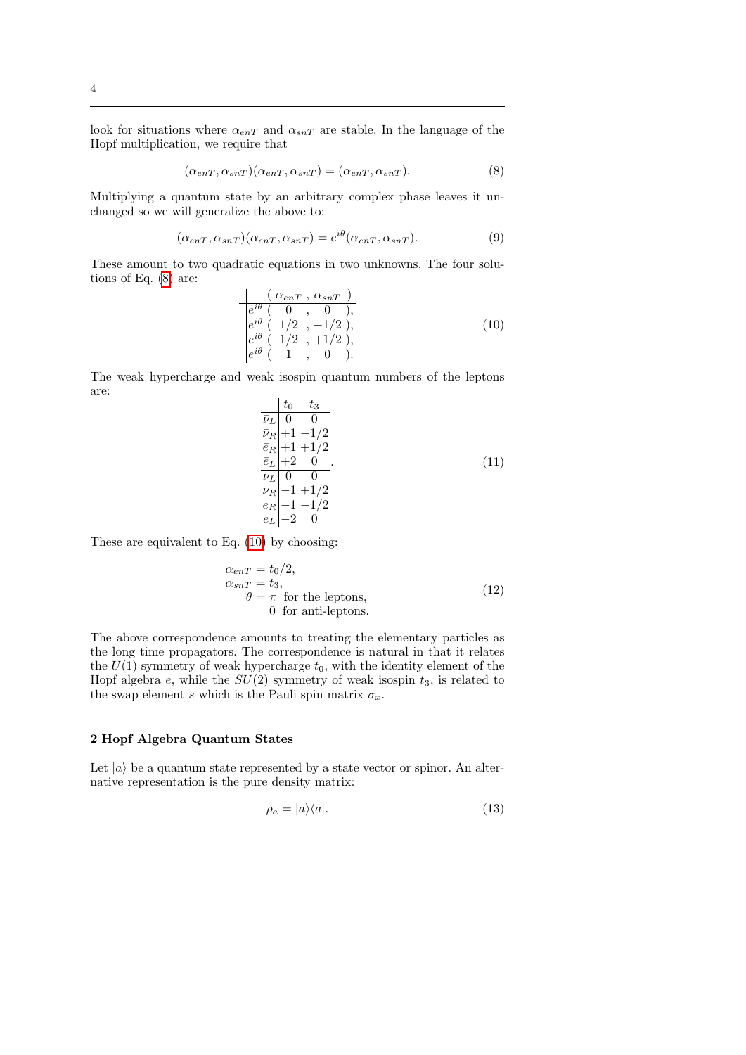look for situations where $\alpha_{enT}$ and $\alpha_{snT}$ are stable. In the language of the Hopf multiplication, we require that

$$(\alpha_{enT}, \alpha_{snT})(\alpha_{enT}, \alpha_{snT}) = (\alpha_{enT}, \alpha_{snT}). \tag{8}$$

Multiplying a quantum state by an arbitrary complex phase leaves it unchanged so we will generalize the above to:

$$(\alpha_{enT}, \alpha_{snT})(\alpha_{enT}, \alpha_{snT}) = e^{i\theta}(\alpha_{enT}, \alpha_{snT}). \tag{9}$$

These amount to two quadratic equations in two unknowns. The four solutions of Eq. (8) are:

$$\begin{array}{l|l} & (\ \alpha_{enT}\ ,\ \alpha_{snT}\ ) \\ \hline & e^{i\theta}\ (\ \ 0\ \ ,\ \ \ 0\ \ ), \\ & e^{i\theta}\ (\ 1/2\ \ ,\ -1/2\ ), \\ & e^{i\theta}\ (\ 1/2\ \ ,\ +1/2\ ), \\ & e^{i\theta}\ (\ \ 1\ \ ,\ \ \ 0\ \ ). \end{array} \tag{10}$$

The weak hypercharge and weak isospin quantum numbers of the leptons are:

$$\begin{array}{c|cc} & t_0 & t_3 \\ \hline \bar\nu_L & 0 & 0 \\ \bar\nu_R & +1 & -1/2 \\ \bar e_R & +1 & +1/2 \\ \bar e_L & +2 & 0 \\ \hline \nu_L & 0 & 0 \\ \nu_R & -1 & +1/2 \\ e_R & -1 & -1/2 \\ e_L & -2 & 0 \end{array}. \tag{11}$$

These are equivalent to Eq. (10) by choosing:

$$\begin{array}{rl} \alpha_{enT} &= t_0/2, \\ \alpha_{snT} &= t_3, \\ \theta &= \pi \ \text{ for the leptons,} \\ & \ \ \ 0 \ \text{ for anti-leptons.} \end{array} \tag{12}$$

The above correspondence amounts to treating the elementary particles as the long time propagators. The correspondence is natural in that it relates the $U(1)$ symmetry of weak hypercharge $t_0$, with the identity element of the Hopf algebra $e$, while the $SU(2)$ symmetry of weak isospin $t_3$, is related to the swap element $s$ which is the Pauli spin matrix $\sigma_x$.

## 2 Hopf Algebra Quantum States

Let $|a\rangle$ be a quantum state represented by a state vector or spinor. An alternative representation is the pure density matrix:

$$\rho_a = |a\rangle\langle a|. \tag{13}$$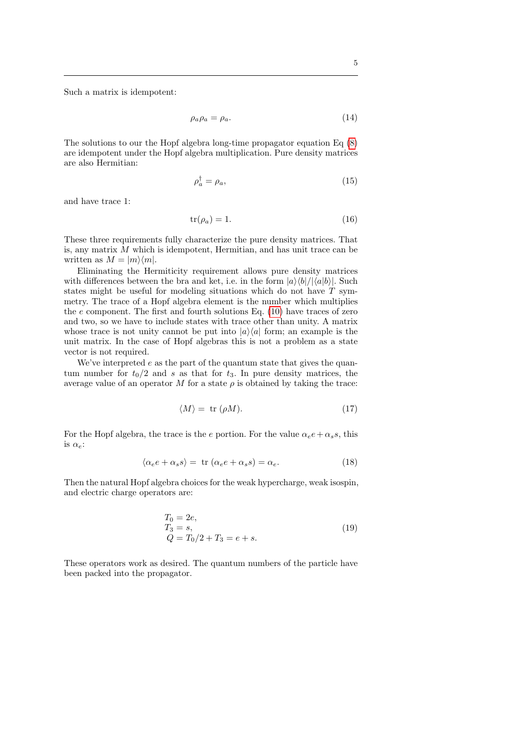Such a matrix is idempotent:

$$\rho_a \rho_a = \rho_a. \tag{14}$$

The solutions to our the Hopf algebra long-time propagator equation Eq (8) are idempotent under the Hopf algebra multiplication. Pure density matrices are also Hermitian:

$$\rho_a^\dagger = \rho_a, \tag{15}$$

and have trace 1:

$$\mathrm{tr}(\rho_a) = 1. \tag{16}$$

These three requirements fully characterize the pure density matrices. That is, any matrix $M$ which is idempotent, Hermitian, and has unit trace can be written as $M = |m\rangle\langle m|$.

Eliminating the Hermiticity requirement allows pure density matrices with differences between the bra and ket, i.e. in the form $|a\rangle\langle b|/|\langle a|b\rangle|$. Such states might be useful for modeling situations which do not have $T$ symmetry. The trace of a Hopf algebra element is the number which multiplies the $e$ component. The first and fourth solutions Eq. (10) have traces of zero and two, so we have to include states with trace other than unity. A matrix whose trace is not unity cannot be put into $|a\rangle\langle a|$ form; an example is the unit matrix. In the case of Hopf algebras this is not a problem as a state vector is not required.

We've interpreted $e$ as the part of the quantum state that gives the quantum number for $t_0/2$ and $s$ as that for $t_3$. In pure density matrices, the average value of an operator $M$ for a state $\rho$ is obtained by taking the trace:

$$\langle M \rangle = \mathrm{tr}\,(\rho M). \tag{17}$$

For the Hopf algebra, the trace is the $e$ portion. For the value $\alpha_e e + \alpha_s s$, this is $\alpha_e$:

$$\langle \alpha_e e + \alpha_s s \rangle = \mathrm{tr}\,(\alpha_e e + \alpha_s s) = \alpha_e. \tag{18}$$

Then the natural Hopf algebra choices for the weak hypercharge, weak isospin, and electric charge operators are:

$$\begin{array}{l} T_0 = 2e, \\ T_3 = s, \\ Q = T_0/2 + T_3 = e + s. \end{array} \tag{19}$$

These operators work as desired. The quantum numbers of the particle have been packed into the propagator.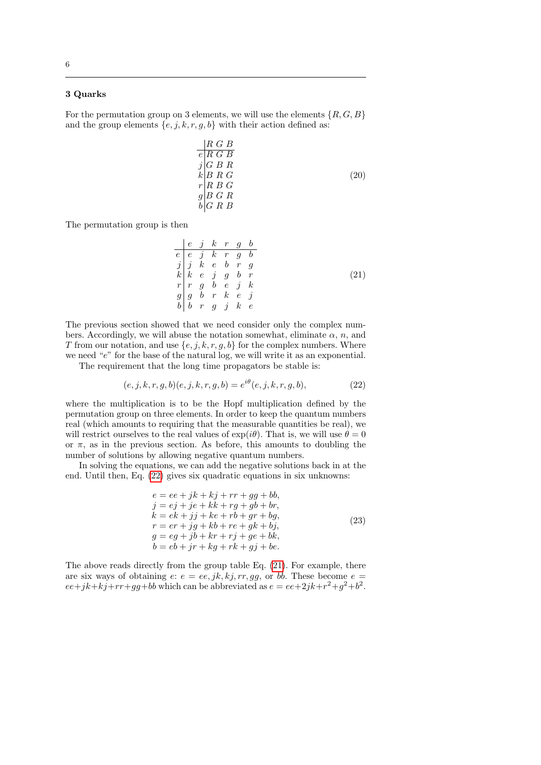## 3 Quarks

For the permutation group on 3 elements, we will use the elements $\{R, G, B\}$ and the group elements $\{e, j, k, r, g, b\}$ with their action defined as:

$$\begin{array}{c|ccc} & R & G & B \\ \hline e & R & G & B \\ j & G & B & R \\ k & B & R & G \\ r & R & B & G \\ g & B & G & R \\ b & G & R & B \end{array} \tag{20}$$

The permutation group is then

$$\begin{array}{c|cccccc} & e & j & k & r & g & b \\ \hline e & e & j & k & r & g & b \\ j & j & k & e & b & r & g \\ k & k & e & j & g & b & r \\ r & r & g & b & e & j & k \\ g & g & b & r & k & e & j \\ b & b & r & g & j & k & e \end{array} \tag{21}$$

The previous section showed that we need consider only the complex numbers. Accordingly, we will abuse the notation somewhat, eliminate $\alpha$, $n$, and $T$ from our notation, and use $\{e, j, k, r, g, b\}$ for the complex numbers. Where we need "$e$" for the base of the natural log, we will write it as an exponential.

The requirement that the long time propagators be stable is:

$$(e, j, k, r, g, b)(e, j, k, r, g, b) = e^{i\theta}(e, j, k, r, g, b), \tag{22}$$

where the multiplication is to be the Hopf multiplication defined by the permutation group on three elements. In order to keep the quantum numbers real (which amounts to requiring that the measurable quantities be real), we will restrict ourselves to the real values of $\exp(i\theta)$. That is, we will use $\theta = 0$ or $\pi$, as in the previous section. As before, this amounts to doubling the number of solutions by allowing negative quantum numbers.

In solving the equations, we can add the negative solutions back in at the end. Until then, Eq. (22) gives six quadratic equations in six unknowns:

$$\begin{aligned} e &= ee + jk + kj + rr + gg + bb, \\ j &= ej + je + kk + rg + gb + br, \\ k &= ek + jj + ke + rb + gr + bg, \\ r &= er + jg + kb + re + gk + bj, \\ g &= eg + jb + kr + rj + ge + bk, \\ b &= eb + jr + kg + rk + gj + be. \end{aligned} \tag{23}$$

The above reads directly from the group table Eq. (21). For example, there are six ways of obtaining $e$: $e = ee, jk, kj, rr, gg$, or $bb$. These become $e = ee + jk + kj + rr + gg + bb$ which can be abbreviated as $e = ee + 2jk + r^2 + g^2 + b^2$.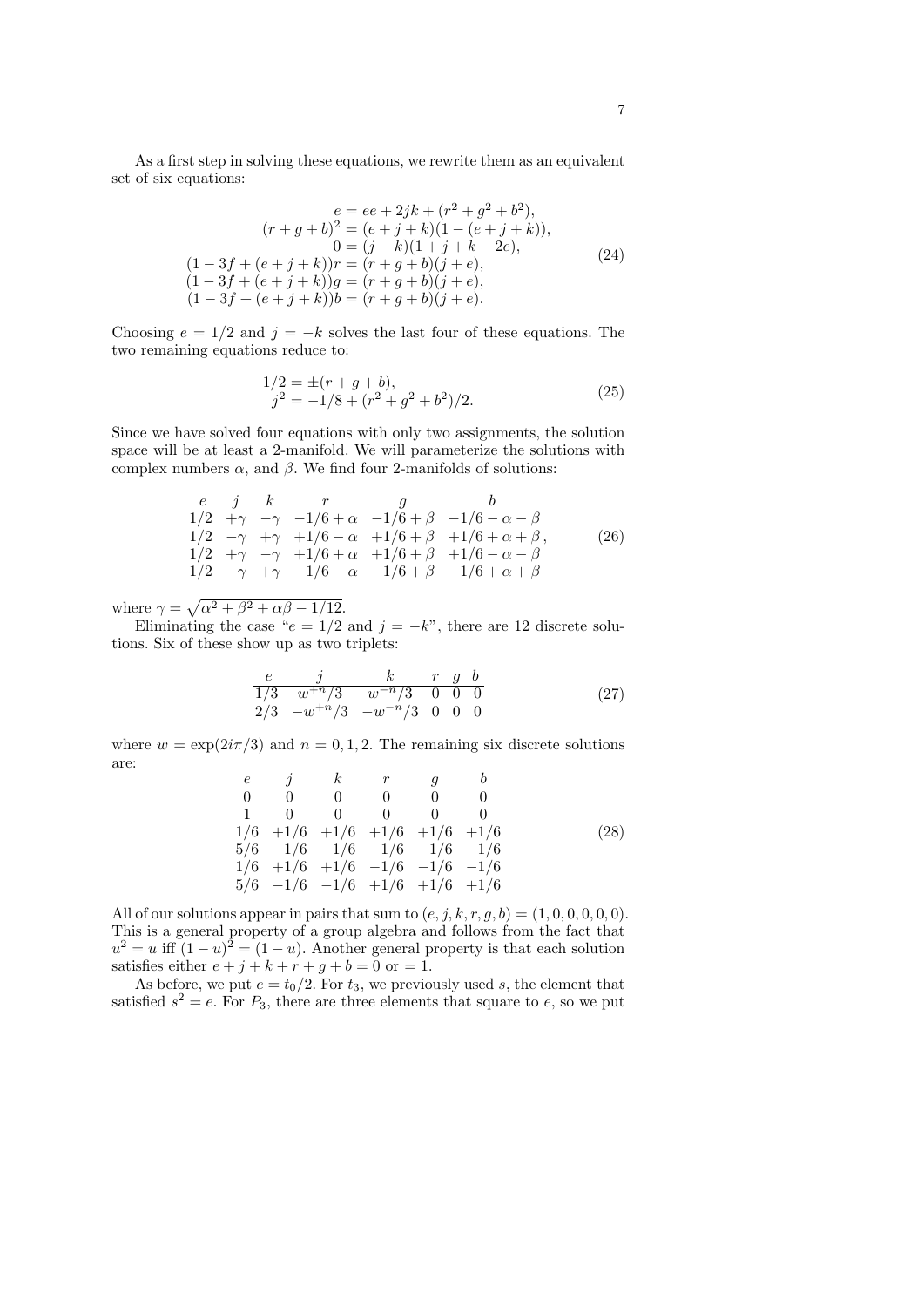As a first step in solving these equations, we rewrite them as an equivalent set of six equations:

$$
\begin{aligned}
e &= ee + 2jk + (r^2 + g^2 + b^2), \\
(r+g+b)^2 &= (e+j+k)(1-(e+j+k)), \\
0 &= (j-k)(1+j+k-2e), \\
(1-3f+(e+j+k))r &= (r+g+b)(j+e), \\
(1-3f+(e+j+k))g &= (r+g+b)(j+e), \\
(1-3f+(e+j+k))b &= (r+g+b)(j+e).
\end{aligned}
\tag{24}
$$

Choosing $e = 1/2$ and $j = -k$ solves the last four of these equations. The two remaining equations reduce to:

$$
\begin{aligned}
1/2 &= \pm(r+g+b), \\
j^2 &= -1/8 + (r^2 + g^2 + b^2)/2.
\end{aligned}
\tag{25}
$$

Since we have solved four equations with only two assignments, the solution space will be at least a 2-manifold. We will parameterize the solutions with complex numbers $\alpha$, and $\beta$. We find four 2-manifolds of solutions:

$$
\begin{array}{cccccc}
e & j & k & r & g & b \\
\hline
1/2 & +\gamma & -\gamma & -1/6+\alpha & -1/6+\beta & -1/6-\alpha-\beta \\
1/2 & -\gamma & +\gamma & +1/6-\alpha & +1/6+\beta & +1/6+\alpha+\beta \\
1/2 & +\gamma & -\gamma & +1/6+\alpha & +1/6+\beta & +1/6-\alpha-\beta \\
1/2 & -\gamma & +\gamma & -1/6-\alpha & -1/6+\beta & -1/6+\alpha+\beta
\end{array},
\tag{26}
$$

where $\gamma = \sqrt{\alpha^2 + \beta^2 + \alpha\beta - 1/12}$.

Eliminating the case "$e = 1/2$ and $j = -k$", there are 12 discrete solutions. Six of these show up as two triplets:

$$
\begin{array}{cccccc}
e & j & k & r & g & b \\
\hline
1/3 & w^{+n}/3 & w^{-n}/3 & 0 & 0 & 0 \\
2/3 & -w^{+n}/3 & -w^{-n}/3 & 0 & 0 & 0
\end{array}
\tag{27}
$$

where $w = \exp(2i\pi/3)$ and $n = 0, 1, 2$. The remaining six discrete solutions are:

$$
\begin{array}{cccccc}
e & j & k & r & g & b \\
\hline
0 & 0 & 0 & 0 & 0 & 0 \\
1 & 0 & 0 & 0 & 0 & 0 \\
1/6 & +1/6 & +1/6 & +1/6 & +1/6 & +1/6 \\
5/6 & -1/6 & -1/6 & -1/6 & -1/6 & -1/6 \\
1/6 & +1/6 & +1/6 & -1/6 & -1/6 & -1/6 \\
5/6 & -1/6 & -1/6 & +1/6 & +1/6 & +1/6
\end{array}
\tag{28}
$$

All of our solutions appear in pairs that sum to $(e, j, k, r, g, b) = (1, 0, 0, 0, 0, 0)$. This is a general property of a group algebra and follows from the fact that $u^2 = u$ iff $(1-u)^2 = (1-u)$. Another general property is that each solution satisfies either $e + j + k + r + g + b = 0$ or $= 1$.

As before, we put $e = t_0/2$. For $t_3$, we previously used $s$, the element that satisfied $s^2 = e$. For $P_3$, there are three elements that square to $e$, so we put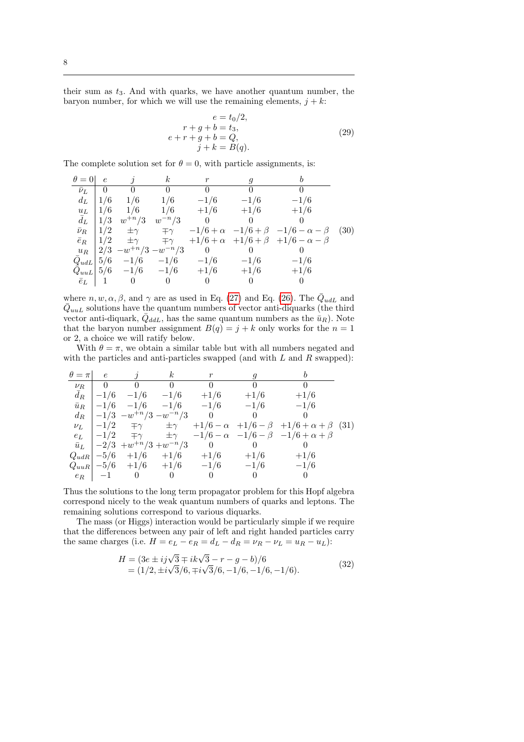their sum as $t_3$. And with quarks, we have another quantum number, the baryon number, for which we will use the remaining elements, $j+k$:

$$
\begin{aligned}
e &= t_0/2, \\
r+g+b &= t_3, \\
e+r+g+b &= Q, \\
j+k &= B(q).
\end{aligned}
\tag{29}
$$

The complete solution set for $\theta = 0$, with particle assignments, is:

| $\theta=0$ | $e$ | $j$ | $k$ | $r$ | $g$ | $b$ |
|---|---|---|---|---|---|---|
| $\bar{\nu}_L$ | $0$ | $0$ | $0$ | $0$ | $0$ | $0$ |
| $d_L$ | $1/6$ | $1/6$ | $1/6$ | $-1/6$ | $-1/6$ | $-1/6$ |
| $u_L$ | $1/6$ | $1/6$ | $1/6$ | $+1/6$ | $+1/6$ | $+1/6$ |
| $\bar{d}_L$ | $1/3$ | $w^{+n}/3$ | $w^{-n}/3$ | $0$ | $0$ | $0$ |
| $\bar{\nu}_R$ | $1/2$ | $\pm\gamma$ | $\mp\gamma$ | $-1/6+\alpha$ | $-1/6+\beta$ | $-1/6-\alpha-\beta$ |
| $\bar{e}_R$ | $1/2$ | $\pm\gamma$ | $\mp\gamma$ | $+1/6+\alpha$ | $+1/6+\beta$ | $+1/6-\alpha-\beta$ |
| $u_R$ | $2/3$ | $-w^{+n}/3$ | $-w^{-n}/3$ | $0$ | $0$ | $0$ |
| $\bar{Q}_{udL}$ | $5/6$ | $-1/6$ | $-1/6$ | $-1/6$ | $-1/6$ | $-1/6$ |
| $\bar{Q}_{uuL}$ | $5/6$ | $-1/6$ | $-1/6$ | $+1/6$ | $+1/6$ | $+1/6$ |
| $\bar{e}_L$ | $1$ | $0$ | $0$ | $0$ | $0$ | $0$ |

(30)

where $n, w, \alpha, \beta$, and $\gamma$ are as used in Eq. (27) and Eq. (26). The $\bar{Q}_{udL}$ and $\bar{Q}_{uuL}$ solutions have the quantum numbers of vector anti-diquarks (the third vector anti-diquark, $\bar{Q}_{ddL}$, has the same quantum numbers as the $\bar{u}_R$). Note that the baryon number assignment $B(q) = j+k$ only works for the $n=1$ or 2, a choice we will ratify below.

With $\theta = \pi$, we obtain a similar table but with all numbers negated and with the particles and anti-particles swapped (and with $L$ and $R$ swapped):

| $\theta=\pi$ | $e$ | $j$ | $k$ | $r$ | $g$ | $b$ |
|---|---|---|---|---|---|---|
| $\nu_R$ | $0$ | $0$ | $0$ | $0$ | $0$ | $0$ |
| $\bar{d}_R$ | $-1/6$ | $-1/6$ | $-1/6$ | $+1/6$ | $+1/6$ | $+1/6$ |
| $\bar{u}_R$ | $-1/6$ | $-1/6$ | $-1/6$ | $-1/6$ | $-1/6$ | $-1/6$ |
| $d_R$ | $-1/3$ | $-w^{+n}/3$ | $-w^{-n}/3$ | $0$ | $0$ | $0$ |
| $\nu_L$ | $-1/2$ | $\mp\gamma$ | $\pm\gamma$ | $+1/6-\alpha$ | $+1/6-\beta$ | $+1/6+\alpha+\beta$ |
| $e_L$ | $-1/2$ | $\mp\gamma$ | $\pm\gamma$ | $-1/6-\alpha$ | $-1/6-\beta$ | $-1/6+\alpha+\beta$ |
| $\bar{u}_L$ | $-2/3$ | $+w^{+n}/3$ | $+w^{-n}/3$ | $0$ | $0$ | $0$ |
| $Q_{udR}$ | $-5/6$ | $+1/6$ | $+1/6$ | $+1/6$ | $+1/6$ | $+1/6$ |
| $Q_{uuR}$ | $-5/6$ | $+1/6$ | $+1/6$ | $-1/6$ | $-1/6$ | $-1/6$ |
| $e_R$ | $-1$ | $0$ | $0$ | $0$ | $0$ | $0$ |

(31)

Thus the solutions to the long term propagator problem for this Hopf algebra correspond nicely to the weak quantum numbers of quarks and leptons. The remaining solutions correspond to various diquarks.

The mass (or Higgs) interaction would be particularly simple if we require that the differences between any pair of left and right handed particles carry the same charges (i.e. $H = e_L - e_R = d_L - d_R = \nu_R - \nu_L = u_R - u_L$):

$$
\begin{aligned}
H &= (3e \pm ij\sqrt{3} \mp ik\sqrt{3} - r - g - b)/6 \\
&= (1/2, \pm i\sqrt{3}/6, \mp i\sqrt{3}/6, -1/6, -1/6, -1/6).
\end{aligned}
\tag{32}
$$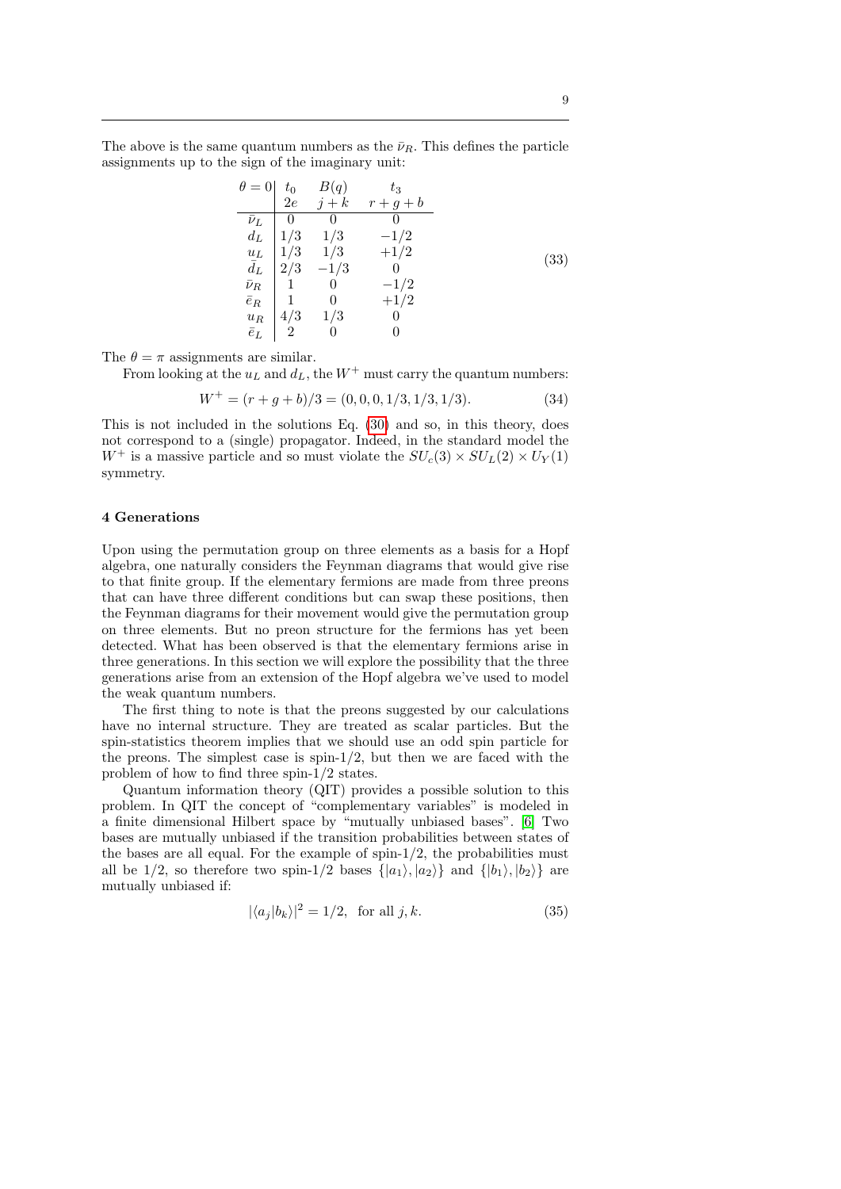The above is the same quantum numbers as the $\bar{\nu}_R$. This defines the particle assignments up to the sign of the imaginary unit:

$$
\begin{array}{c|ccc}
\theta = 0 & t_0 & B(q) & t_3 \\
 & 2e & j+k & r+g+b \\
\hline
\bar{\nu}_L & 0 & 0 & 0 \\
d_L & 1/3 & 1/3 & -1/2 \\
u_L & 1/3 & 1/3 & +1/2 \\
\bar{d}_L & 2/3 & -1/3 & 0 \\
\bar{\nu}_R & 1 & 0 & -1/2 \\
\bar{e}_R & 1 & 0 & +1/2 \\
u_R & 4/3 & 1/3 & 0 \\
\bar{e}_L & 2 & 0 & 0
\end{array}
\tag{33}
$$

The $\theta = \pi$ assignments are similar.

From looking at the $u_L$ and $d_L$, the $W^+$ must carry the quantum numbers:

$$W^+ = (r + g + b)/3 = (0, 0, 0, 1/3, 1/3, 1/3). \tag{34}$$

This is not included in the solutions Eq. (30) and so, in this theory, does not correspond to a (single) propagator. Indeed, in the standard model the $W^+$ is a massive particle and so must violate the $SU_c(3) \times SU_L(2) \times U_Y(1)$ symmetry.

## 4 Generations

Upon using the permutation group on three elements as a basis for a Hopf algebra, one naturally considers the Feynman diagrams that would give rise to that finite group. If the elementary fermions are made from three preons that can have three different conditions but can swap these positions, then the Feynman diagrams for their movement would give the permutation group on three elements. But no preon structure for the fermions has yet been detected. What has been observed is that the elementary fermions arise in three generations. In this section we will explore the possibility that the three generations arise from an extension of the Hopf algebra we've used to model the weak quantum numbers.

The first thing to note is that the preons suggested by our calculations have no internal structure. They are treated as scalar particles. But the spin-statistics theorem implies that we should use an odd spin particle for the preons. The simplest case is spin-1/2, but then we are faced with the problem of how to find three spin-1/2 states.

Quantum information theory (QIT) provides a possible solution to this problem. In QIT the concept of "complementary variables" is modeled in a finite dimensional Hilbert space by "mutually unbiased bases". [6] Two bases are mutually unbiased if the transition probabilities between states of the bases are all equal. For the example of spin-1/2, the probabilities must all be 1/2, so therefore two spin-1/2 bases $\{|a_1\rangle, |a_2\rangle\}$ and $\{|b_1\rangle, |b_2\rangle\}$ are mutually unbiased if:

$$|\langle a_j | b_k \rangle|^2 = 1/2, \text{ for all } j, k. \tag{35}$$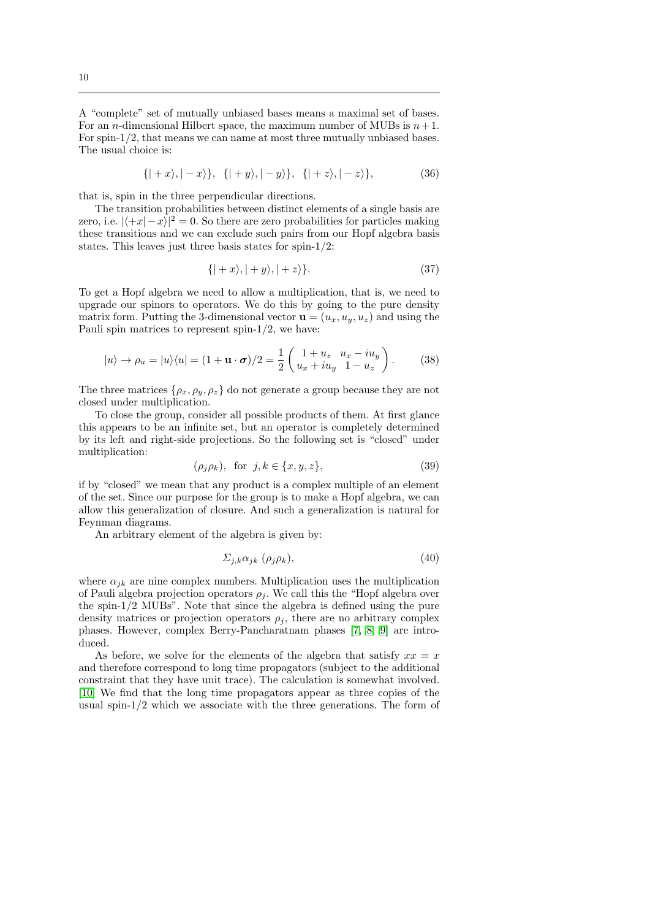A "complete" set of mutually unbiased bases means a maximal set of bases. For an $n$-dimensional Hilbert space, the maximum number of MUBs is $n+1$. For spin-1/2, that means we can name at most three mutually unbiased bases. The usual choice is:

$$\{|+x\rangle, |-x\rangle\}, \;\; \{|+y\rangle, |-y\rangle\}, \;\; \{|+z\rangle, |-z\rangle\}, \tag{36}$$

that is, spin in the three perpendicular directions.

The transition probabilities between distinct elements of a single basis are zero, i.e. $|\langle +x|-x\rangle|^2 = 0$. So there are zero probabilities for particles making these transitions and we can exclude such pairs from our Hopf algebra basis states. This leaves just three basis states for spin-1/2:

$$\{|+x\rangle, |+y\rangle, |+z\rangle\}. \tag{37}$$

To get a Hopf algebra we need to allow a multiplication, that is, we need to upgrade our spinors to operators. We do this by going to the pure density matrix form. Putting the 3-dimensional vector $\mathbf{u} = (u_x, u_y, u_z)$ and using the Pauli spin matrices to represent spin-1/2, we have:

$$|u\rangle \to \rho_u = |u\rangle\langle u| = (1 + \mathbf{u}\cdot\boldsymbol{\sigma})/2 = \frac{1}{2}\begin{pmatrix} 1+u_z & u_x - iu_y \\ u_x + iu_y & 1 - u_z \end{pmatrix}. \tag{38}$$

The three matrices $\{\rho_x, \rho_y, \rho_z\}$ do not generate a group because they are not closed under multiplication.

To close the group, consider all possible products of them. At first glance this appears to be an infinite set, but an operator is completely determined by its left and right-side projections. So the following set is "closed" under multiplication:

$$(\rho_j \rho_k), \;\; \text{for } \; j,k \in \{x,y,z\}, \tag{39}$$

if by "closed" we mean that any product is a complex multiple of an element of the set. Since our purpose for the group is to make a Hopf algebra, we can allow this generalization of closure. And such a generalization is natural for Feynman diagrams.

An arbitrary element of the algebra is given by:

$$\Sigma_{j,k}\alpha_{jk}\,(\rho_j\rho_k), \tag{40}$$

where $\alpha_{jk}$ are nine complex numbers. Multiplication uses the multiplication of Pauli algebra projection operators $\rho_j$. We call this the "Hopf algebra over the spin-1/2 MUBs". Note that since the algebra is defined using the pure density matrices or projection operators $\rho_j$, there are no arbitrary complex phases. However, complex Berry-Pancharatnam phases [7, 8, 9] are introduced.

As before, we solve for the elements of the algebra that satisfy $xx = x$ and therefore correspond to long time propagators (subject to the additional constraint that they have unit trace). The calculation is somewhat involved. [10] We find that the long time propagators appear as three copies of the usual spin-1/2 which we associate with the three generations. The form of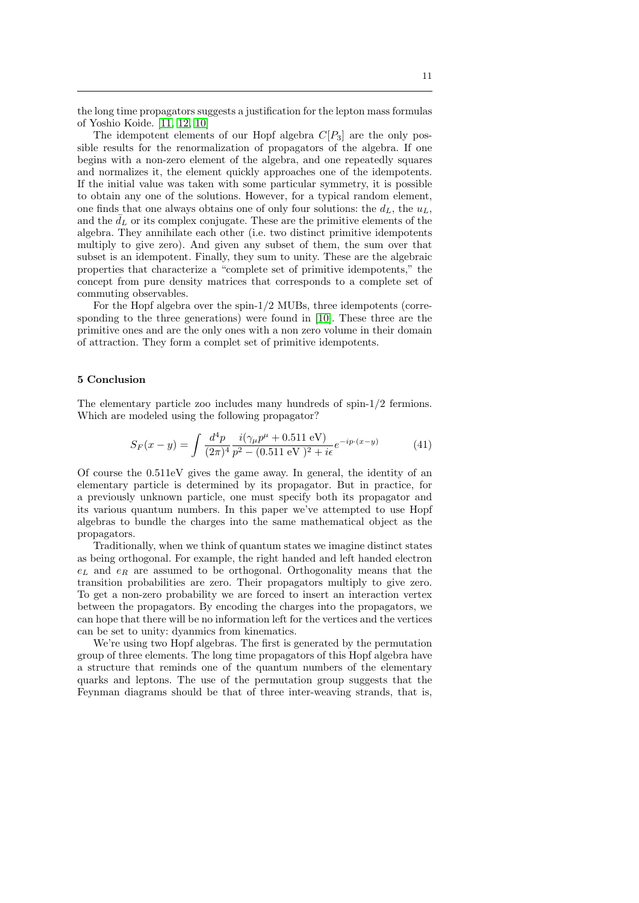the long time propagators suggests a justification for the lepton mass formulas of Yoshio Koide. [11, 12, 10]

The idempotent elements of our Hopf algebra $C[P_3]$ are the only possible results for the renormalization of propagators of the algebra. If one begins with a non-zero element of the algebra, and one repeatedly squares and normalizes it, the element quickly approaches one of the idempotents. If the initial value was taken with some particular symmetry, it is possible to obtain any one of the solutions. However, for a typical random element, one finds that one always obtains one of only four solutions: the $d_L$, the $u_L$, and the $\bar{d}_L$ or its complex conjugate. These are the primitive elements of the algebra. They annihilate each other (i.e. two distinct primitive idempotents multiply to give zero). And given any subset of them, the sum over that subset is an idempotent. Finally, they sum to unity. These are the algebraic properties that characterize a "complete set of primitive idempotents," the concept from pure density matrices that corresponds to a complete set of commuting observables.

For the Hopf algebra over the spin-1/2 MUBs, three idempotents (corresponding to the three generations) were found in [10]. These three are the primitive ones and are the only ones with a non zero volume in their domain of attraction. They form a complet set of primitive idempotents.

## 5 Conclusion

The elementary particle zoo includes many hundreds of spin-1/2 fermions. Which are modeled using the following propagator?

$$S_F(x-y) = \int \frac{d^4p}{(2\pi)^4} \frac{i(\gamma_\mu p^\mu + 0.511 \text{ eV})}{p^2 - (0.511 \text{ eV })^2 + i\epsilon} e^{-ip\cdot(x-y)} \tag{41}$$

Of course the 0.511eV gives the game away. In general, the identity of an elementary particle is determined by its propagator. But in practice, for a previously unknown particle, one must specify both its propagator and its various quantum numbers. In this paper we've attempted to use Hopf algebras to bundle the charges into the same mathematical object as the propagators.

Traditionally, when we think of quantum states we imagine distinct states as being orthogonal. For example, the right handed and left handed electron $e_L$ and $e_R$ are assumed to be orthogonal. Orthogonality means that the transition probabilities are zero. Their propagators multiply to give zero. To get a non-zero probability we are forced to insert an interaction vertex between the propagators. By encoding the charges into the propagators, we can hope that there will be no information left for the vertices and the vertices can be set to unity: dyanmics from kinematics.

We're using two Hopf algebras. The first is generated by the permutation group of three elements. The long time propagators of this Hopf algebra have a structure that reminds one of the quantum numbers of the elementary quarks and leptons. The use of the permutation group suggests that the Feynman diagrams should be that of three inter-weaving strands, that is,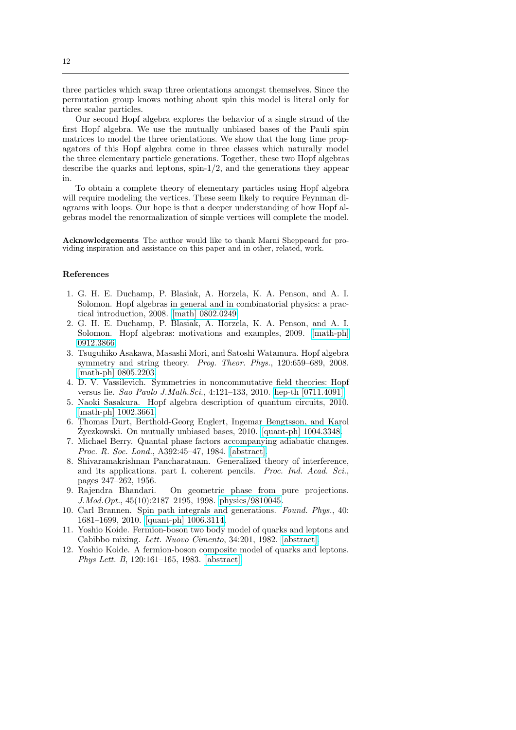three particles which swap three orientations amongst themselves. Since the permutation group knows nothing about spin this model is literal only for three scalar particles.

Our second Hopf algebra explores the behavior of a single strand of the first Hopf algebra. We use the mutually unbiased bases of the Pauli spin matrices to model the three orientations. We show that the long time propagators of this Hopf algebra come in three classes which naturally model the three elementary particle generations. Together, these two Hopf algebras describe the quarks and leptons, spin-1/2, and the generations they appear in.

To obtain a complete theory of elementary particles using Hopf algebra will require modeling the vertices. These seem likely to require Feynman diagrams with loops. Our hope is that a deeper understanding of how Hopf algebras model the renormalization of simple vertices will complete the model.

**Acknowledgements** The author would like to thank Marni Sheppeard for providing inspiration and assistance on this paper and in other, related, work.

## References

1. G. H. E. Duchamp, P. Blasiak, A. Horzela, K. A. Penson, and A. I. Solomon. Hopf algebras in general and in combinatorial physics: a practical introduction, 2008. [math] 0802.0249.
2. G. H. E. Duchamp, P. Blasiak, A. Horzela, K. A. Penson, and A. I. Solomon. Hopf algebras: motivations and examples, 2009. [math-ph] 0912.3866.
3. Tsuguhiko Asakawa, Masashi Mori, and Satoshi Watamura. Hopf algebra symmetry and string theory. *Prog. Theor. Phys.*, 120:659–689, 2008. [math-ph] 0805.2203.
4. D. V. Vassilevich. Symmetries in noncommutative field theories: Hopf versus lie. *Sao Paulo J.Math.Sci.*, 4:121–133, 2010. hep-th [0711.4091].
5. Naoki Sasakura. Hopf algebra description of quantum circuits, 2010. [math-ph] 1002.3661.
6. Thomas Durt, Berthold-Georg Englert, Ingemar Bengtsson, and Karol Życzkowski. On mutually unbiased bases, 2010. [quant-ph] 1004.3348.
7. Michael Berry. Quantal phase factors accompanying adiabatic changes. *Proc. R. Soc. Lond.*, A392:45–47, 1984. [abstract].
8. Shivaramakrishnan Pancharatnam. Generalized theory of interference, and its applications. part I. coherent pencils. *Proc. Ind. Acad. Sci.*, pages 247–262, 1956.
9. Rajendra Bhandari. On geometric phase from pure projections. *J.Mod.Opt.*, 45(10):2187–2195, 1998. physics/9810045.
10. Carl Brannen. Spin path integrals and generations. *Found. Phys.*, 40: 1681–1699, 2010. [quant-ph] 1006.3114.
11. Yoshio Koide. Fermion-boson two body model of quarks and leptons and Cabibbo mixing. *Lett. Nuovo Cimento*, 34:201, 1982. [abstract].
12. Yoshio Koide. A fermion-boson composite model of quarks and leptons. *Phys Lett. B*, 120:161–165, 1983. [abstract].